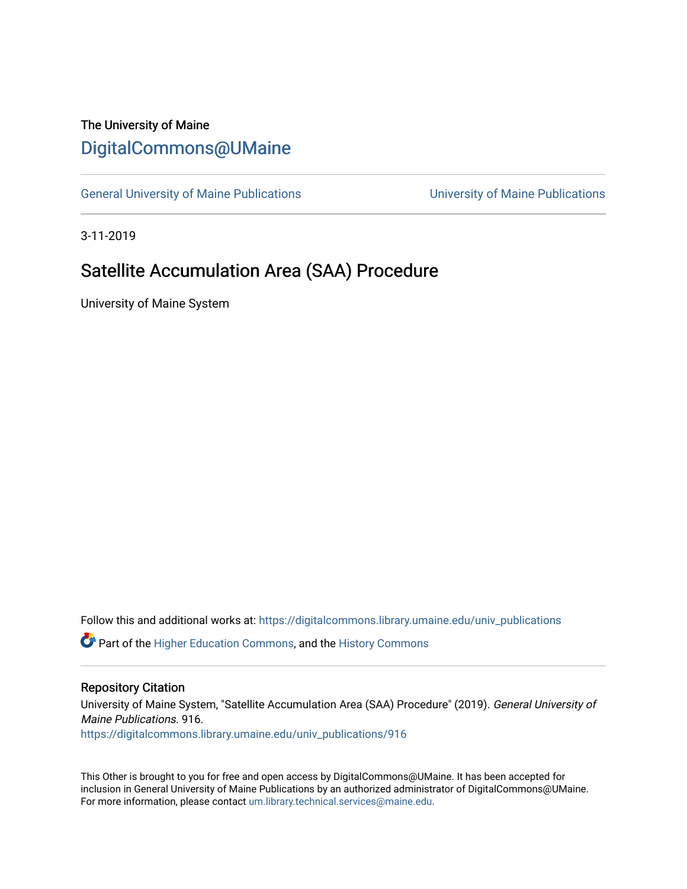The University of Maine

# DigitalCommons@UMaine

General University of Maine Publications | University of Maine Publications

3-11-2019

## Satellite Accumulation Area (SAA) Procedure

University of Maine System

Follow this and additional works at: https://digitalcommons.library.umaine.edu/univ_publications

Part of the Higher Education Commons, and the History Commons

### Repository Citation

University of Maine System, "Satellite Accumulation Area (SAA) Procedure" (2019). *General University of Maine Publications*. 916.
https://digitalcommons.library.umaine.edu/univ_publications/916

This Other is brought to you for free and open access by DigitalCommons@UMaine. It has been accepted for inclusion in General University of Maine Publications by an authorized administrator of DigitalCommons@UMaine. For more information, please contact um.library.technical.services@maine.edu.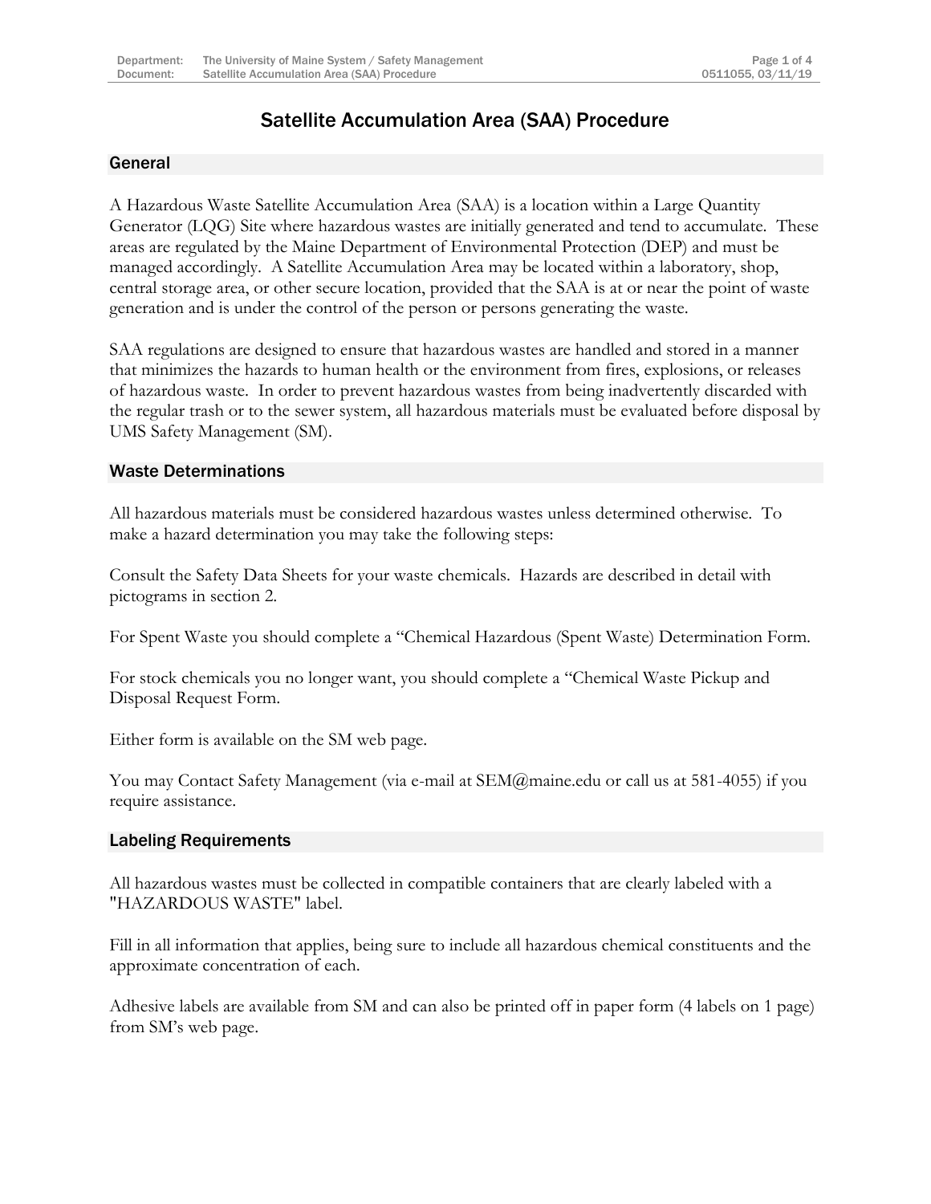# Satellite Accumulation Area (SAA) Procedure

## General

A Hazardous Waste Satellite Accumulation Area (SAA) is a location within a Large Quantity Generator (LQG) Site where hazardous wastes are initially generated and tend to accumulate. These areas are regulated by the Maine Department of Environmental Protection (DEP) and must be managed accordingly. A Satellite Accumulation Area may be located within a laboratory, shop, central storage area, or other secure location, provided that the SAA is at or near the point of waste generation and is under the control of the person or persons generating the waste.

SAA regulations are designed to ensure that hazardous wastes are handled and stored in a manner that minimizes the hazards to human health or the environment from fires, explosions, or releases of hazardous waste. In order to prevent hazardous wastes from being inadvertently discarded with the regular trash or to the sewer system, all hazardous materials must be evaluated before disposal by UMS Safety Management (SM).

## Waste Determinations

All hazardous materials must be considered hazardous wastes unless determined otherwise. To make a hazard determination you may take the following steps:

Consult the Safety Data Sheets for your waste chemicals. Hazards are described in detail with pictograms in section 2.

For Spent Waste you should complete a "Chemical Hazardous (Spent Waste) Determination Form.

For stock chemicals you no longer want, you should complete a "Chemical Waste Pickup and Disposal Request Form.

Either form is available on the SM web page.

You may Contact Safety Management (via e-mail at SEM@maine.edu or call us at 581-4055) if you require assistance.

## Labeling Requirements

All hazardous wastes must be collected in compatible containers that are clearly labeled with a "HAZARDOUS WASTE" label.

Fill in all information that applies, being sure to include all hazardous chemical constituents and the approximate concentration of each.

Adhesive labels are available from SM and can also be printed off in paper form (4 labels on 1 page) from SM's web page.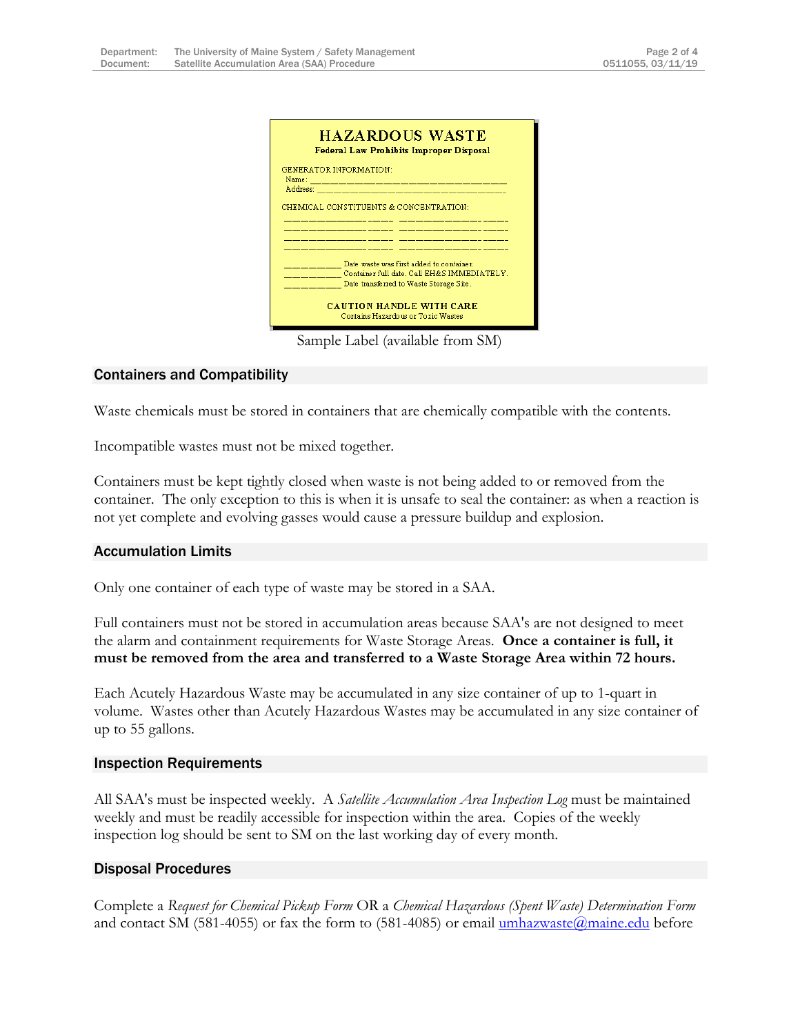**HAZARDOUS WASTE**
**Federal Law Prohibits Improper Disposal**

GENERATOR INFORMATION:
Name: ______________________________
Address: ______________________________

CHEMICAL CONSTITUENTS & CONCENTRATION:

______________ _____ ______________ _____
______________ _____ ______________ _____
______________ _____ ______________ _____
______________ _____ ______________ _____

_________ Date waste was first added to container.
_________ Container full date. Call EH&S IMMEDIATELY.
_________ Date transferred to Waste Storage Site.

**CAUTION HANDLE WITH CARE**
Contains Hazardous or Toxic Wastes

Sample Label (available from SM)

### Containers and Compatibility

Waste chemicals must be stored in containers that are chemically compatible with the contents.

Incompatible wastes must not be mixed together.

Containers must be kept tightly closed when waste is not being added to or removed from the container. The only exception to this is when it is unsafe to seal the container: as when a reaction is not yet complete and evolving gasses would cause a pressure buildup and explosion.

### Accumulation Limits

Only one container of each type of waste may be stored in a SAA.

Full containers must not be stored in accumulation areas because SAA's are not designed to meet the alarm and containment requirements for Waste Storage Areas. **Once a container is full, it must be removed from the area and transferred to a Waste Storage Area within 72 hours.**

Each Acutely Hazardous Waste may be accumulated in any size container of up to 1-quart in volume. Wastes other than Acutely Hazardous Wastes may be accumulated in any size container of up to 55 gallons.

### Inspection Requirements

All SAA's must be inspected weekly. A *Satellite Accumulation Area Inspection Log* must be maintained weekly and must be readily accessible for inspection within the area. Copies of the weekly inspection log should be sent to SM on the last working day of every month.

### Disposal Procedures

Complete a *Request for Chemical Pickup Form* OR a *Chemical Hazardous (Spent Waste) Determination Form* and contact SM (581-4055) or fax the form to (581-4085) or email umhazwaste@maine.edu before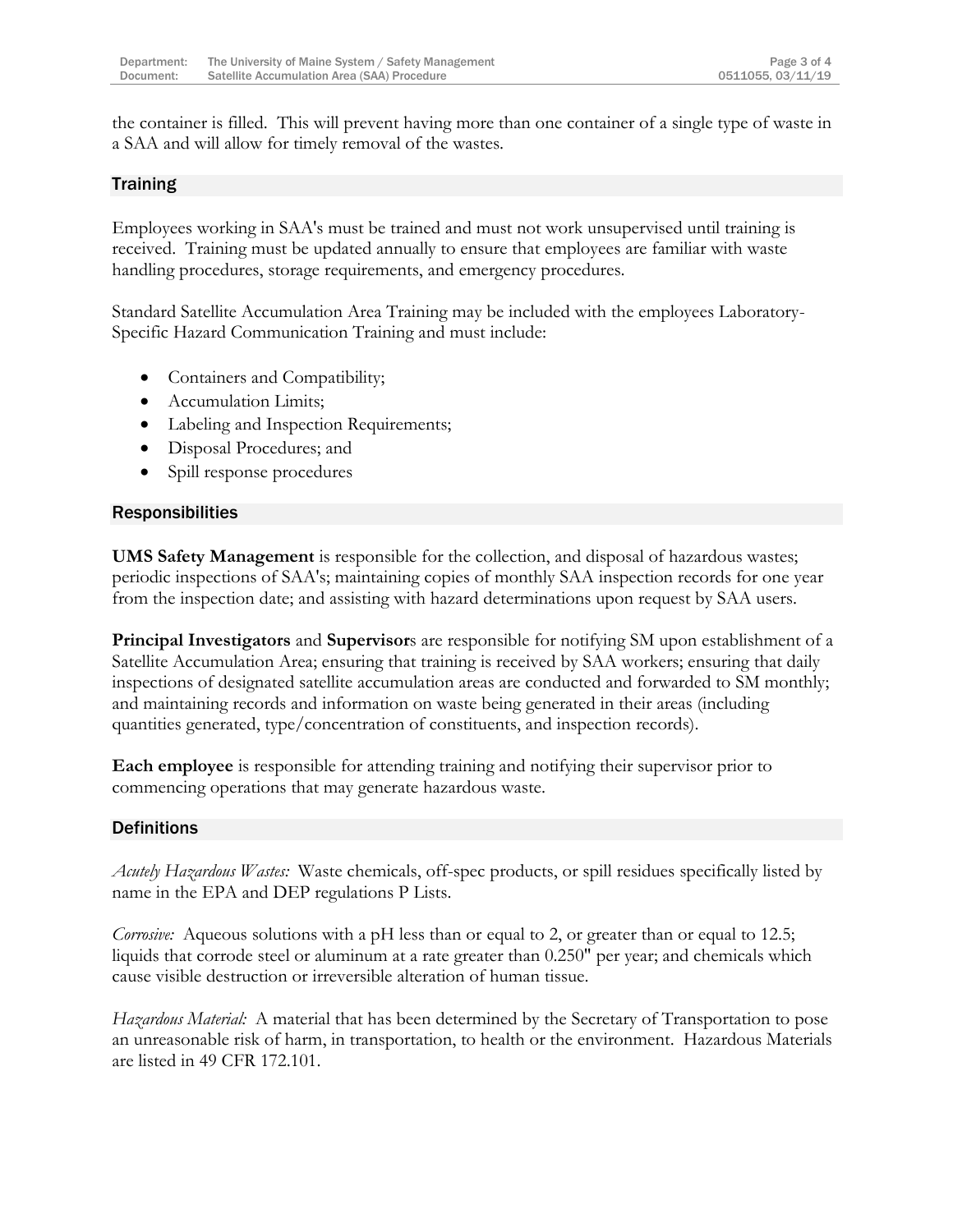the container is filled. This will prevent having more than one container of a single type of waste in a SAA and will allow for timely removal of the wastes.

## Training

Employees working in SAA's must be trained and must not work unsupervised until training is received. Training must be updated annually to ensure that employees are familiar with waste handling procedures, storage requirements, and emergency procedures.

Standard Satellite Accumulation Area Training may be included with the employees Laboratory-Specific Hazard Communication Training and must include:

- Containers and Compatibility;
- Accumulation Limits;
- Labeling and Inspection Requirements;
- Disposal Procedures; and
- Spill response procedures

## Responsibilities

**UMS Safety Management** is responsible for the collection, and disposal of hazardous wastes; periodic inspections of SAA's; maintaining copies of monthly SAA inspection records for one year from the inspection date; and assisting with hazard determinations upon request by SAA users.

**Principal Investigators** and **Supervisor**s are responsible for notifying SM upon establishment of a Satellite Accumulation Area; ensuring that training is received by SAA workers; ensuring that daily inspections of designated satellite accumulation areas are conducted and forwarded to SM monthly; and maintaining records and information on waste being generated in their areas (including quantities generated, type/concentration of constituents, and inspection records).

**Each employee** is responsible for attending training and notifying their supervisor prior to commencing operations that may generate hazardous waste.

## Definitions

*Acutely Hazardous Wastes:* Waste chemicals, off-spec products, or spill residues specifically listed by name in the EPA and DEP regulations P Lists.

*Corrosive:* Aqueous solutions with a pH less than or equal to 2, or greater than or equal to 12.5; liquids that corrode steel or aluminum at a rate greater than 0.250" per year; and chemicals which cause visible destruction or irreversible alteration of human tissue.

*Hazardous Material:* A material that has been determined by the Secretary of Transportation to pose an unreasonable risk of harm, in transportation, to health or the environment. Hazardous Materials are listed in 49 CFR 172.101.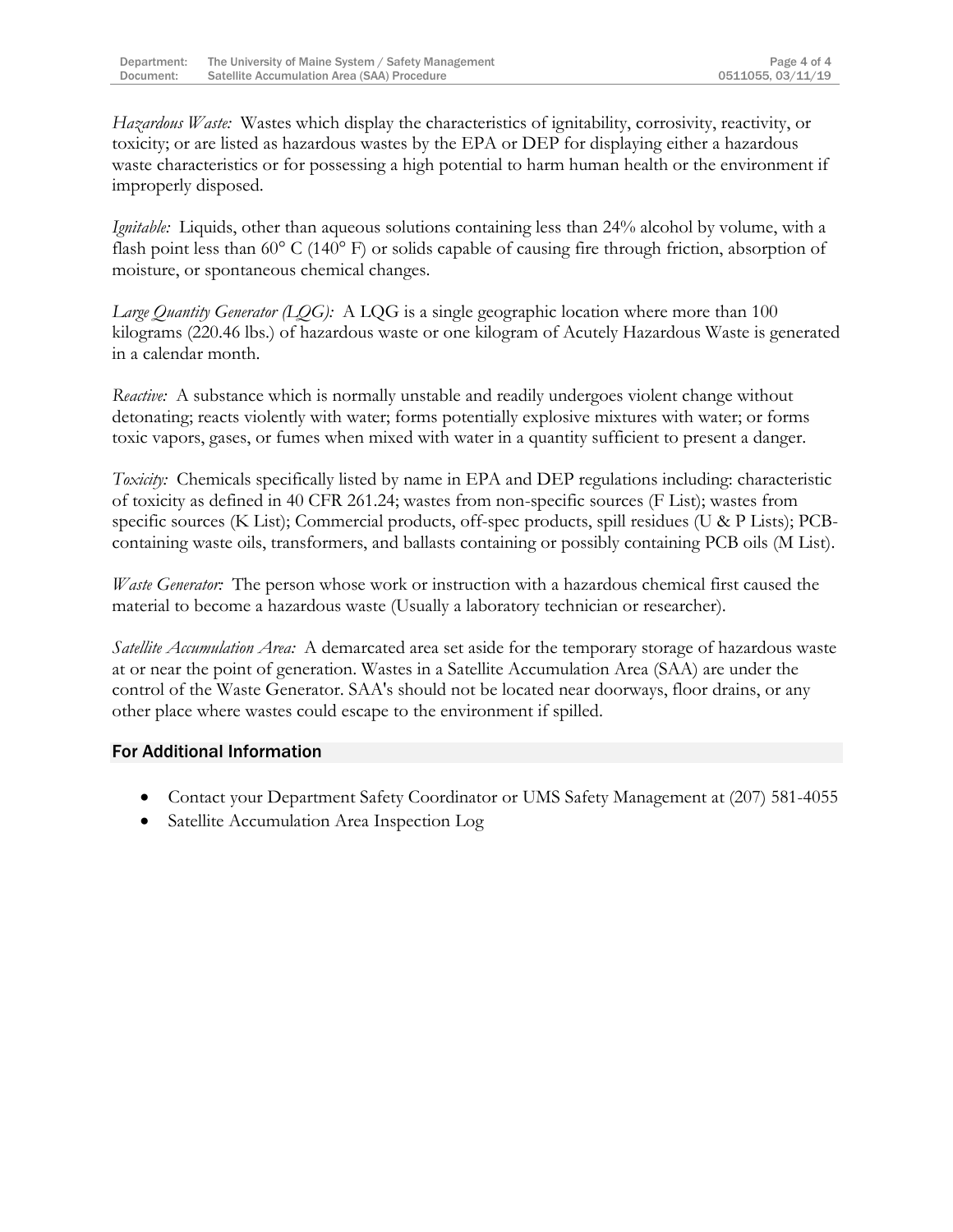*Hazardous Waste:* Wastes which display the characteristics of ignitability, corrosivity, reactivity, or toxicity; or are listed as hazardous wastes by the EPA or DEP for displaying either a hazardous waste characteristics or for possessing a high potential to harm human health or the environment if improperly disposed.

*Ignitable:* Liquids, other than aqueous solutions containing less than 24% alcohol by volume, with a flash point less than 60° C (140° F) or solids capable of causing fire through friction, absorption of moisture, or spontaneous chemical changes.

*Large Quantity Generator (LQG):* A LQG is a single geographic location where more than 100 kilograms (220.46 lbs.) of hazardous waste or one kilogram of Acutely Hazardous Waste is generated in a calendar month.

*Reactive:* A substance which is normally unstable and readily undergoes violent change without detonating; reacts violently with water; forms potentially explosive mixtures with water; or forms toxic vapors, gases, or fumes when mixed with water in a quantity sufficient to present a danger.

*Toxicity:* Chemicals specifically listed by name in EPA and DEP regulations including: characteristic of toxicity as defined in 40 CFR 261.24; wastes from non-specific sources (F List); wastes from specific sources (K List); Commercial products, off-spec products, spill residues (U & P Lists); PCB-containing waste oils, transformers, and ballasts containing or possibly containing PCB oils (M List).

*Waste Generator:* The person whose work or instruction with a hazardous chemical first caused the material to become a hazardous waste (Usually a laboratory technician or researcher).

*Satellite Accumulation Area:* A demarcated area set aside for the temporary storage of hazardous waste at or near the point of generation. Wastes in a Satellite Accumulation Area (SAA) are under the control of the Waste Generator. SAA's should not be located near doorways, floor drains, or any other place where wastes could escape to the environment if spilled.

## For Additional Information

- Contact your Department Safety Coordinator or UMS Safety Management at (207) 581-4055
- Satellite Accumulation Area Inspection Log